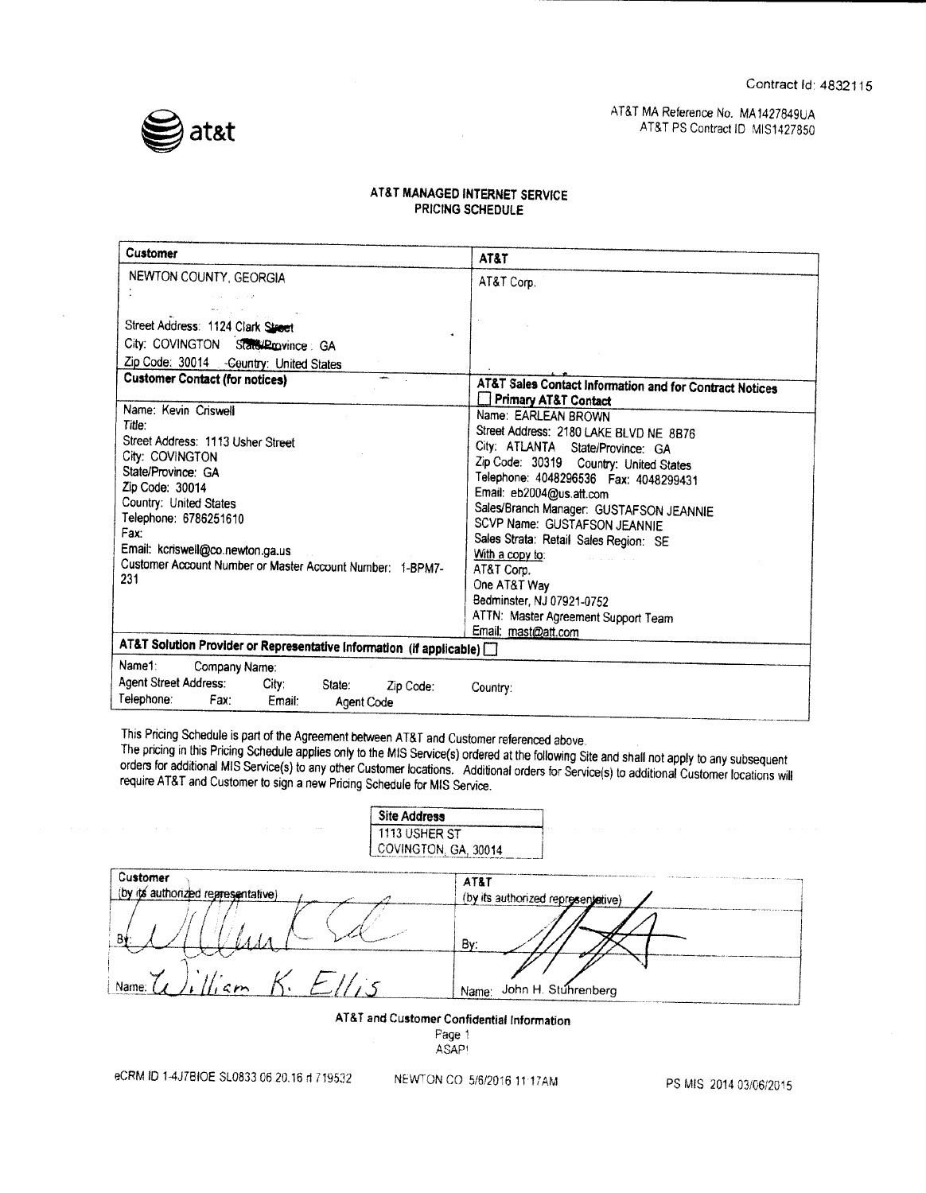Contract Id: 4832115

AT&T MA Reference No. MA1427849UA
AT&T PS Contract ID MIS1427850

## AT&T MANAGED INTERNET SERVICE
## PRICING SCHEDULE

| Customer | AT&T |
|---|---|
| NEWTON COUNTY, GEORGIA<br><br>Street Address: 1124 Clark Street<br>City: COVINGTON State/Province: GA<br>Zip Code: 30014 Country: United States | AT&T Corp. |
| **Customer Contact (for notices)** | **AT&T Sales Contact Information and for Contract Notices**<br>☐ **Primary AT&T Contact** |
| Name: Kevin Criswell<br>Title:<br>Street Address: 1113 Usher Street<br>City: COVINGTON<br>State/Province: GA<br>Zip Code: 30014<br>Country: United States<br>Telephone: 6786251610<br>Fax:<br>Email: kcriswell@co.newton.ga.us<br>Customer Account Number or Master Account Number: 1-BPM7-231 | Name: EARLEAN BROWN<br>Street Address: 2180 LAKE BLVD NE 8B76<br>City: ATLANTA State/Province: GA<br>Zip Code: 30319 Country: United States<br>Telephone: 4048296536 Fax: 4048299431<br>Email: eb2004@us.att.com<br>Sales/Branch Manager: GUSTAFSON JEANNIE<br>SCVP Name: GUSTAFSON JEANNIE<br>Sales Strata: Retail Sales Region: SE<br>With a copy to:<br>AT&T Corp.<br>One AT&T Way<br>Bedminster, NJ 07921-0752<br>ATTN: Master Agreement Support Team<br>Email: mast@att.com |
| **AT&T Solution Provider or Representative Information (if applicable)** ☐ | |
| Name1: Company Name:<br>Agent Street Address: City: State: Zip Code: Country:<br>Telephone: Fax: Email: Agent Code | |

This Pricing Schedule is part of the Agreement between AT&T and Customer referenced above.
The pricing in this Pricing Schedule applies only to the MIS Service(s) ordered at the following Site and shall not apply to any subsequent orders for additional MIS Service(s) to any other Customer locations. Additional orders for Service(s) to additional Customer locations will require AT&T and Customer to sign a new Pricing Schedule for MIS Service.

| Site Address |
|---|
| 1113 USHER ST<br>COVINGTON, GA, 30014 |

| Customer (by its authorized representative) | AT&T (by its authorized representative) |
|---|---|
| By: [signature] | By: [signature] |
| Name: William K. Ellis | Name: John H. Stuhrenberg |

**AT&T and Customer Confidential Information**
ASAP!

eCRM ID 1-4J7BIOE SL0833 06 20.16 d 719532 NEWTON CO 5/6/2016 11:17AM PS MIS 2014 03/06/2015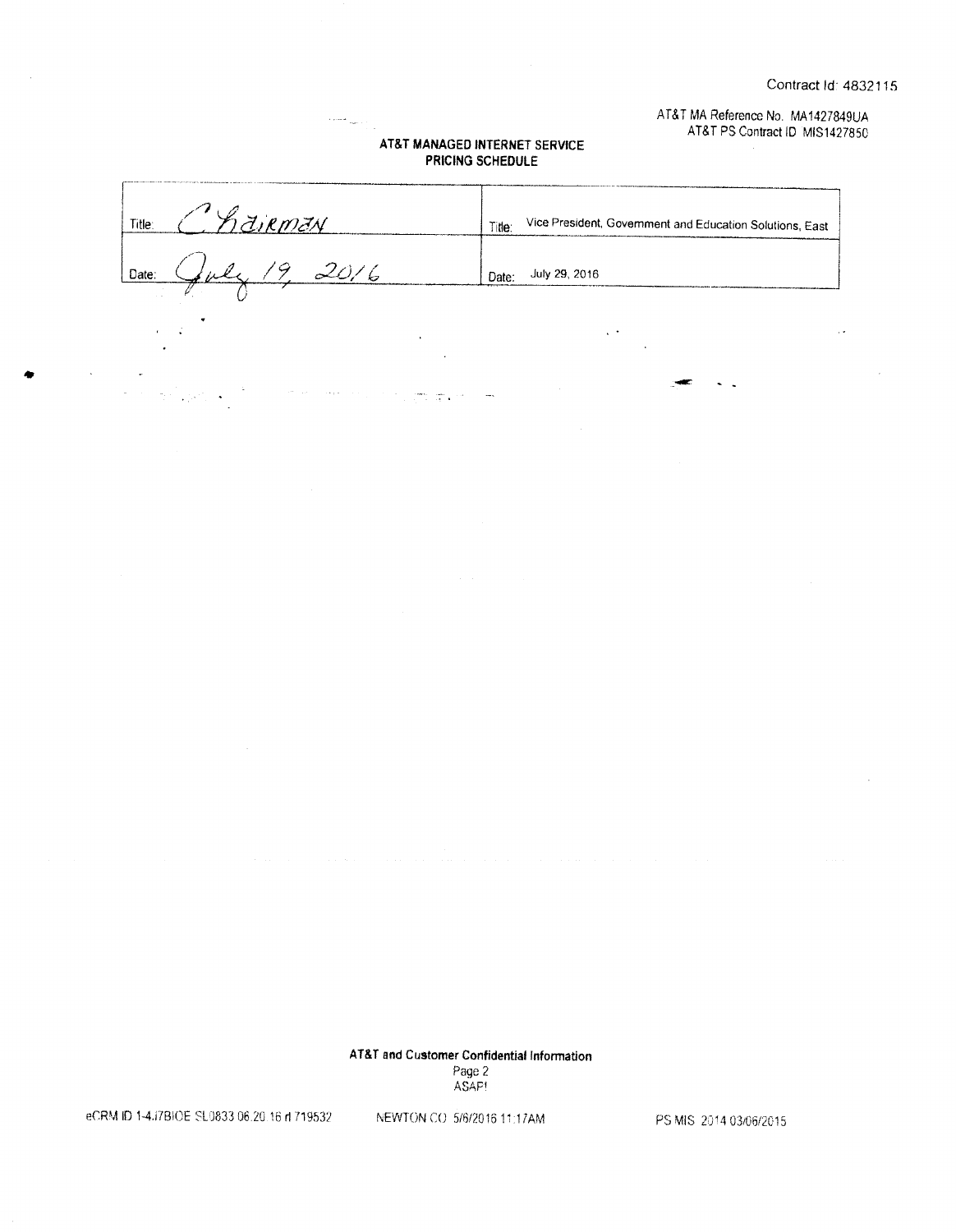Contract Id: 4832115

AT&T MA Reference No. MA1427849UA
AT&T PS Contract ID MIS1427850

**AT&T MANAGED INTERNET SERVICE**
**PRICING SCHEDULE**

| | |
|---|---|
| Title: Chairman | Title: Vice President, Government and Education Solutions, East |
| Date: July 19, 2016 | Date: July 29, 2016 |

**AT&T and Customer Confidential Information**
ASAP!

eCRM ID 1-4J7BIOE SL0833 06.20.16 rl 719532 NEWTON CO 5/6/2016 11:17AM PS MIS 2014 03/06/2015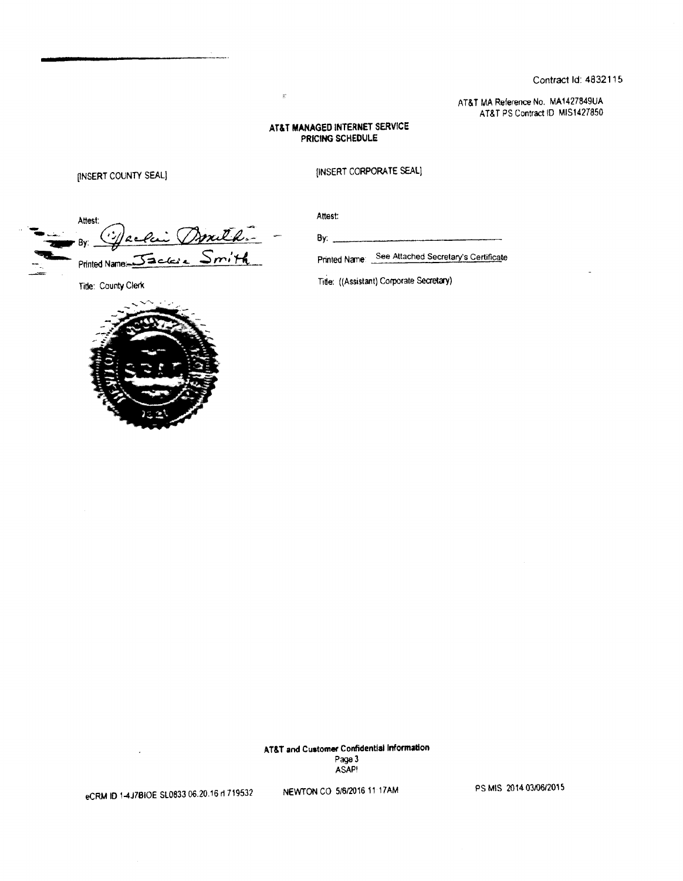Contract Id: 4832115

AT&T MA Reference No. MA1427849UA
AT&T PS Contract ID MIS1427850

**AT&T MANAGED INTERNET SERVICE**
**PRICING SCHEDULE**

[INSERT COUNTY SEAL]

Attest:

By: Jackie Smith

Printed Name: Jackie Smith

Title: County Clerk

[INSERT CORPORATE SEAL]

Attest:

By: ______________________________

Printed Name: See Attached Secretary's Certificate

Title: ((Assistant) Corporate Secretary)

**AT&T and Customer Confidential Information**
ASAP!

eCRM ID 1-4J7BIOE SL0833 06.20.16 rl 719532    NEWTON CO 5/6/2016 11 17AM    PS MIS 2014 03/06/2015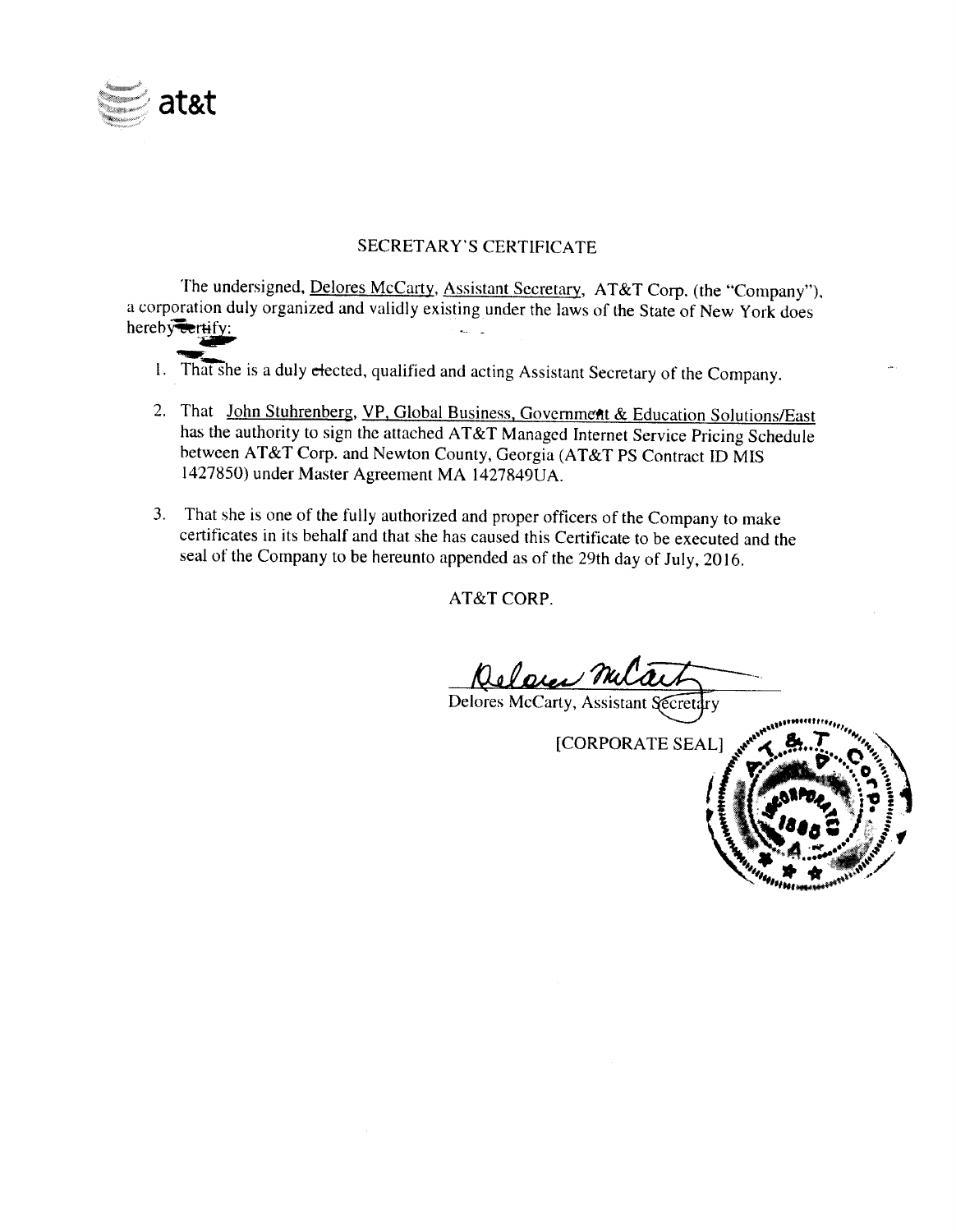at&t

# SECRETARY'S CERTIFICATE

The undersigned, Delores McCarty, Assistant Secretary, AT&T Corp. (the "Company"), a corporation duly organized and validly existing under the laws of the State of New York does hereby certify:

1. That she is a duly elected, qualified and acting Assistant Secretary of the Company.

2. That John Stuhrenberg, VP, Global Business, Government & Education Solutions/East has the authority to sign the attached AT&T Managed Internet Service Pricing Schedule between AT&T Corp. and Newton County, Georgia (AT&T PS Contract ID MIS 1427850) under Master Agreement MA 1427849UA.

3. That she is one of the fully authorized and proper officers of the Company to make certificates in its behalf and that she has caused this Certificate to be executed and the seal of the Company to be hereunto appended as of the 29th day of July, 2016.

AT&T CORP.

Delores McCarty, Assistant Secretary

[CORPORATE SEAL]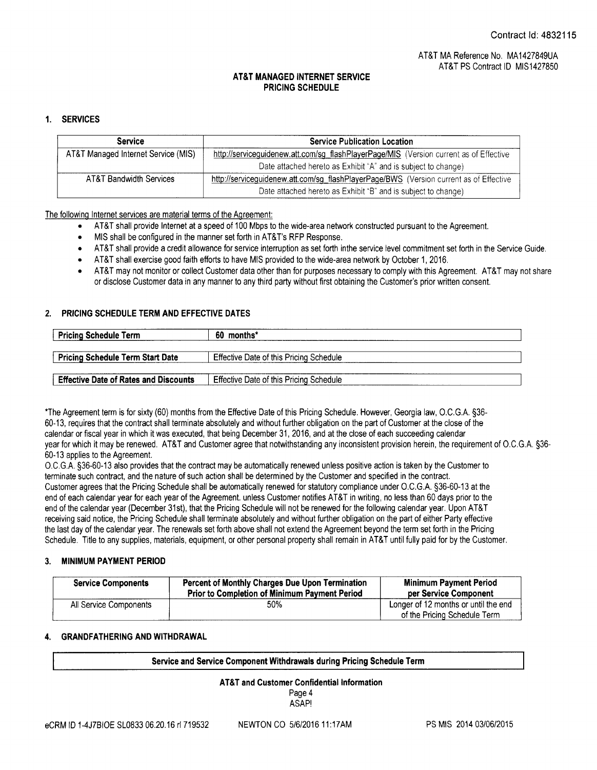Contract Id: 4832115

AT&T MA Reference No. MA1427849UA
AT&T PS Contract ID MIS1427850

## AT&T MANAGED INTERNET SERVICE PRICING SCHEDULE

### 1. SERVICES

| Service | Service Publication Location |
|---|---|
| AT&T Managed Internet Service (MIS) | http://serviceguidenew.att.com/sg_flashPlayerPage/MIS (Version current as of Effective Date attached hereto as Exhibit "A" and is subject to change) |
| AT&T Bandwidth Services | http://serviceguidenew.att.com/sg_flashPlayerPage/BWS (Version current as of Effective Date attached hereto as Exhibit "B" and is subject to change) |

The following Internet services are material terms of the Agreement:

- AT&T shall provide Internet at a speed of 100 Mbps to the wide-area network constructed pursuant to the Agreement.
- MIS shall be configured in the manner set forth in AT&T's RFP Response.
- AT&T shall provide a credit allowance for service interruption as set forth inthe service level commitment set forth in the Service Guide.
- AT&T shall exercise good faith efforts to have MIS provided to the wide-area network by October 1, 2016.
- AT&T may not monitor or collect Customer data other than for purposes necessary to comply with this Agreement. AT&T may not share or disclose Customer data in any manner to any third party without first obtaining the Customer's prior written consent.

### 2. PRICING SCHEDULE TERM AND EFFECTIVE DATES

| Pricing Schedule Term | 60 months* |
|---|---|
| Pricing Schedule Term Start Date | Effective Date of this Pricing Schedule |
| Effective Date of Rates and Discounts | Effective Date of this Pricing Schedule |

*The Agreement term is for sixty (60) months from the Effective Date of this Pricing Schedule. However, Georgia law, O.C.G.A. §36-60-13, requires that the contract shall terminate absolutely and without further obligation on the part of Customer at the close of the calendar or fiscal year in which it was executed, that being December 31, 2016, and at the close of each succeeding calendar year for which it may be renewed. AT&T and Customer agree that notwithstanding any inconsistent provision herein, the requirement of O.C.G.A. §36-60-13 applies to the Agreement.

O.C.G.A. §36-60-13 also provides that the contract may be automatically renewed unless positive action is taken by the Customer to terminate such contract, and the nature of such action shall be determined by the Customer and specified in the contract.

Customer agrees that the Pricing Schedule shall be automatically renewed for statutory compliance under O.C.G.A. §36-60-13 at the end of each calendar year for each year of the Agreement. unless Customer notifies AT&T in writing, no less than 60 days prior to the end of the calendar year (December 31st), that the Pricing Schedule will not be renewed for the following calendar year. Upon AT&T receiving said notice, the Pricing Schedule shall terminate absolutely and without further obligation on the part of either Party effective the last day of the calendar year. The renewals set forth above shall not extend the Agreement beyond the term set forth in the Pricing Schedule. Title to any supplies, materials, equipment, or other personal property shall remain in AT&T until fully paid for by the Customer.

### 3. MINIMUM PAYMENT PERIOD

| Service Components | Percent of Monthly Charges Due Upon Termination Prior to Completion of Minimum Payment Period | Minimum Payment Period per Service Component |
|---|---|---|
| All Service Components | 50% | Longer of 12 months or until the end of the Pricing Schedule Term |

### 4. GRANDFATHERING AND WITHDRAWAL

| Service and Service Component Withdrawals during Pricing Schedule Term |
|---|

AT&T and Customer Confidential Information

ASAP!

eCRM ID 1-4J7BIOE SL0833 06.20.16 rl 719532 NEWTON CO 5/6/2016 11:17AM PS MIS 2014 03/06/2015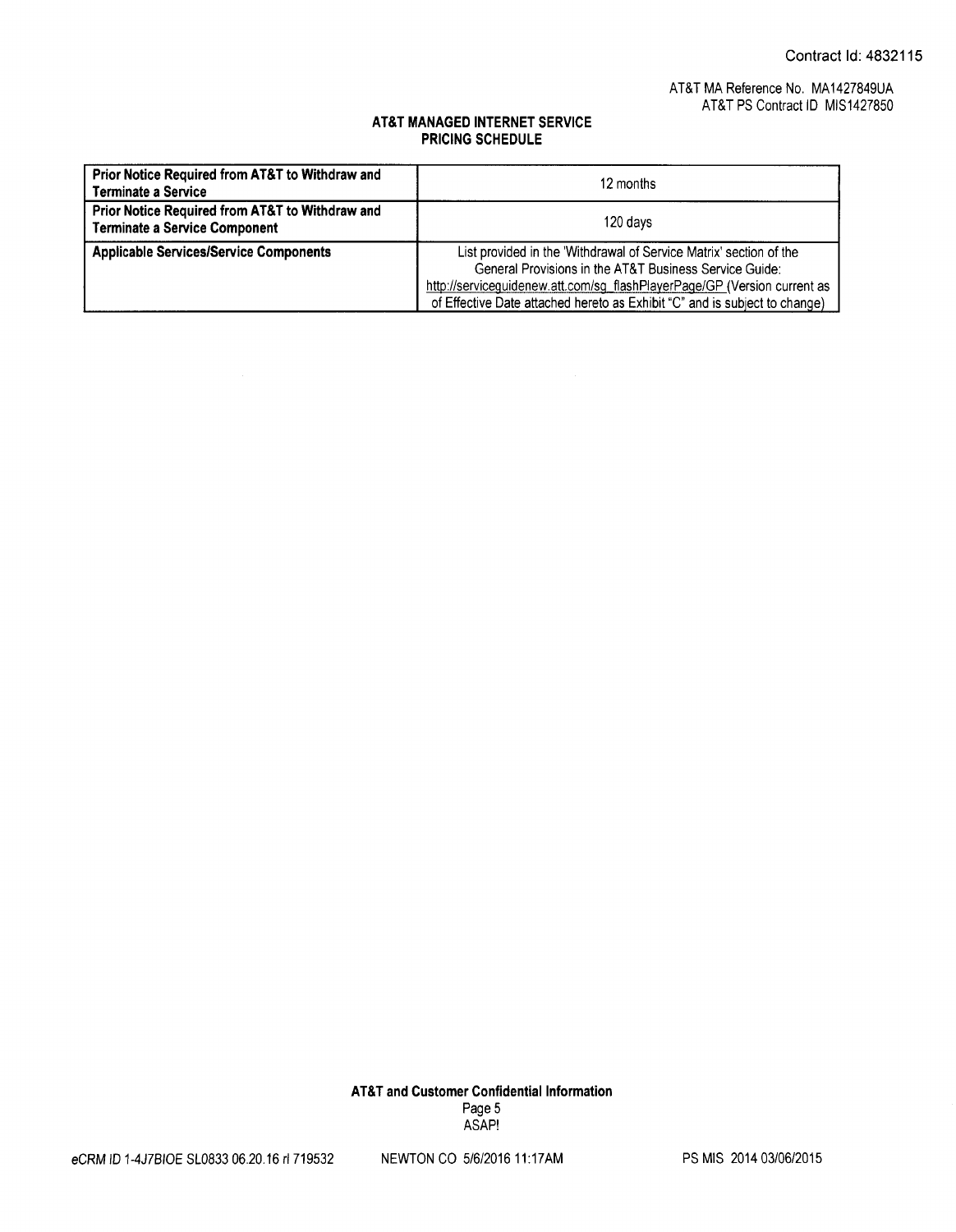Contract Id: 4832115

AT&T MA Reference No. MA1427849UA
AT&T PS Contract ID MIS1427850

**AT&T MANAGED INTERNET SERVICE**
**PRICING SCHEDULE**

| **Prior Notice Required from AT&T to Withdraw and Terminate a Service** | 12 months |
|---|---|
| **Prior Notice Required from AT&T to Withdraw and Terminate a Service Component** | 120 days |
| **Applicable Services/Service Components** | List provided in the 'Withdrawal of Service Matrix' section of the General Provisions in the AT&T Business Service Guide: http://serviceguidenew.att.com/sg_flashPlayerPage/GP (Version current as of Effective Date attached hereto as Exhibit "C" and is subject to change) |

**AT&T and Customer Confidential Information**
ASAP!

eCRM ID 1-4J7BIOE SL0833 06.20.16 rl 719532 NEWTON CO 5/6/2016 11:17AM PS MIS 2014 03/06/2015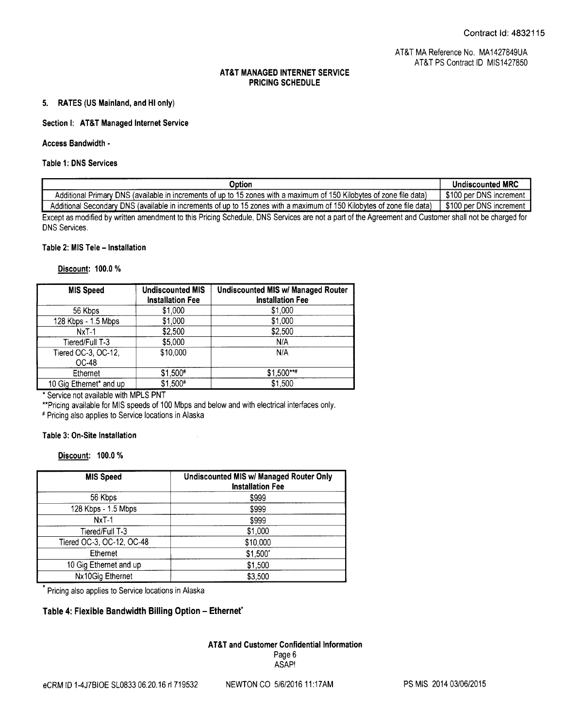AT&T MA Reference No. MA1427849UA
AT&T PS Contract ID MIS1427850

**AT&T MANAGED INTERNET SERVICE**
**PRICING SCHEDULE**

**5. RATES (US Mainland, and HI only)**

**Section I: AT&T Managed Internet Service**

**Access Bandwidth -**

**Table 1: DNS Services**

| Option | Undiscounted MRC |
|---|---|
| Additional Primary DNS (available in increments of up to 15 zones with a maximum of 150 Kilobytes of zone file data) | $100 per DNS increment |
| Additional Secondary DNS (available in increments of up to 15 zones with a maximum of 150 Kilobytes of zone file data) | $100 per DNS increment |

Except as modified by written amendment to this Pricing Schedule, DNS Services are not a part of the Agreement and Customer shall not be charged for DNS Services.

**Table 2: MIS Tele – Installation**

**Discount: 100.0 %**

| MIS Speed | Undiscounted MIS Installation Fee | Undiscounted MIS w/ Managed Router Installation Fee |
|---|---|---|
| 56 Kbps | $1,000 | $1,000 |
| 128 Kbps - 1.5 Mbps | $1,000 | $1,000 |
| NxT-1 | $2,500 | $2,500 |
| Tiered/Full T-3 | $5,000 | N/A |
| Tiered OC-3, OC-12, OC-48 | $10,000 | N/A |
| Ethernet | $1,500# | $1,500**# |
| 10 Gig Ethernet* and up | $1,500# | $1,500 |

* Service not available with MPLS PNT

**Pricing available for MIS speeds of 100 Mbps and below and with electrical interfaces only.

# Pricing also applies to Service locations in Alaska

**Table 3: On-Site Installation**

**Discount: 100.0 %**

| MIS Speed | Undiscounted MIS w/ Managed Router Only Installation Fee |
|---|---|
| 56 Kbps | $999 |
| 128 Kbps - 1.5 Mbps | $999 |
| NxT-1 | $999 |
| Tiered/Full T-3 | $1,000 |
| Tiered OC-3, OC-12, OC-48 | $10,000 |
| Ethernet | $1,500* |
| 10 Gig Ethernet and up | $1,500 |
| Nx10Gig Ethernet | $3,500 |

* Pricing also applies to Service locations in Alaska

**Table 4: Flexible Bandwidth Billing Option – Ethernet***

**AT&T and Customer Confidential Information**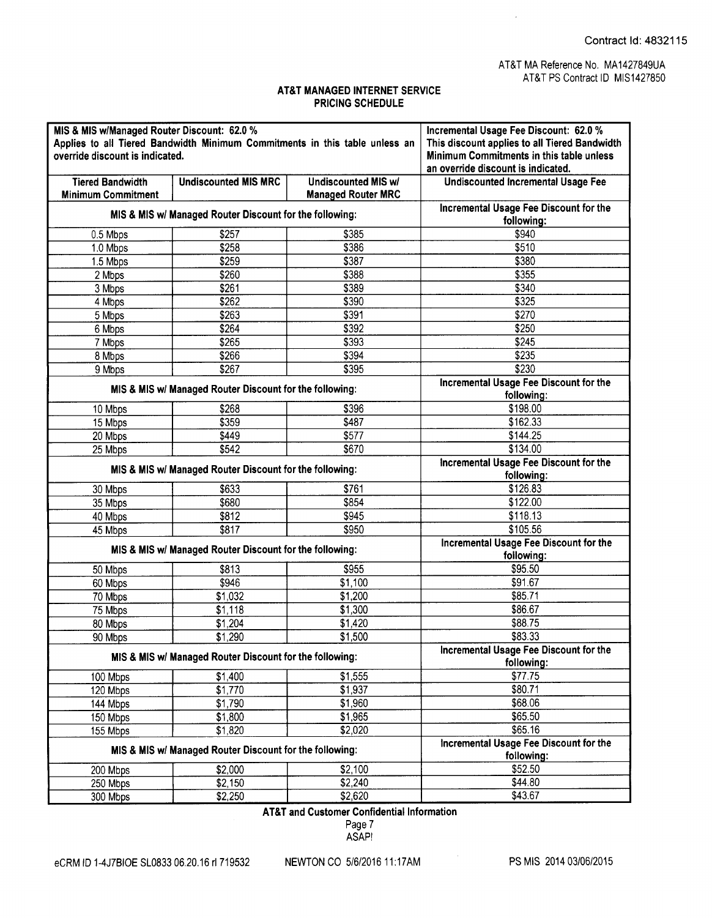Contract Id: 4832115

AT&T MA Reference No. MA1427849UA
AT&T PS Contract ID MIS1427850

## AT&T MANAGED INTERNET SERVICE
## PRICING SCHEDULE

| MIS & MIS w/Managed Router Discount: 62.0 % Applies to all Tiered Bandwidth Minimum Commitments in this table unless an override discount is indicated. | | | Incremental Usage Fee Discount: 62.0 % This discount applies to all Tiered Bandwidth Minimum Commitments in this table unless an override discount is indicated. |
|---|---|---|---|
| **Tiered Bandwidth Minimum Commitment** | **Undiscounted MIS MRC** | **Undiscounted MIS w/ Managed Router MRC** | **Undiscounted Incremental Usage Fee** |
| **MIS & MIS w/ Managed Router Discount for the following:** | | | **Incremental Usage Fee Discount for the following:** |
| 0.5 Mbps | $257 | $385 | $940 |
| 1.0 Mbps | $258 | $386 | $510 |
| 1.5 Mbps | $259 | $387 | $380 |
| 2 Mbps | $260 | $388 | $355 |
| 3 Mbps | $261 | $389 | $340 |
| 4 Mbps | $262 | $390 | $325 |
| 5 Mbps | $263 | $391 | $270 |
| 6 Mbps | $264 | $392 | $250 |
| 7 Mbps | $265 | $393 | $245 |
| 8 Mbps | $266 | $394 | $235 |
| 9 Mbps | $267 | $395 | $230 |
| **MIS & MIS w/ Managed Router Discount for the following:** | | | **Incremental Usage Fee Discount for the following:** |
| 10 Mbps | $268 | $396 | $198.00 |
| 15 Mbps | $359 | $487 | $162.33 |
| 20 Mbps | $449 | $577 | $144.25 |
| 25 Mbps | $542 | $670 | $134.00 |
| **MIS & MIS w/ Managed Router Discount for the following:** | | | **Incremental Usage Fee Discount for the following:** |
| 30 Mbps | $633 | $761 | $126.83 |
| 35 Mbps | $680 | $854 | $122.00 |
| 40 Mbps | $812 | $945 | $118.13 |
| 45 Mbps | $817 | $950 | $105.56 |
| **MIS & MIS w/ Managed Router Discount for the following:** | | | **Incremental Usage Fee Discount for the following:** |
| 50 Mbps | $813 | $955 | $95.50 |
| 60 Mbps | $946 | $1,100 | $91.67 |
| 70 Mbps | $1,032 | $1,200 | $85.71 |
| 75 Mbps | $1,118 | $1,300 | $86.67 |
| 80 Mbps | $1,204 | $1,420 | $88.75 |
| 90 Mbps | $1,290 | $1,500 | $83.33 |
| **MIS & MIS w/ Managed Router Discount for the following:** | | | **Incremental Usage Fee Discount for the following:** |
| 100 Mbps | $1,400 | $1,555 | $77.75 |
| 120 Mbps | $1,770 | $1,937 | $80.71 |
| 144 Mbps | $1,790 | $1,960 | $68.06 |
| 150 Mbps | $1,800 | $1,965 | $65.50 |
| 155 Mbps | $1,820 | $2,020 | $65.16 |
| **MIS & MIS w/ Managed Router Discount for the following:** | | | **Incremental Usage Fee Discount for the following:** |
| 200 Mbps | $2,000 | $2,100 | $52.50 |
| 250 Mbps | $2,150 | $2,240 | $44.80 |
| 300 Mbps | $2,250 | $2,620 | $43.67 |

**AT&T and Customer Confidential Information**

ASAP!

eCRM ID 1-4J7BIOE SL0833 06.20.16 rl 719532 NEWTON CO 5/6/2016 11:17AM PS MIS 2014 03/06/2015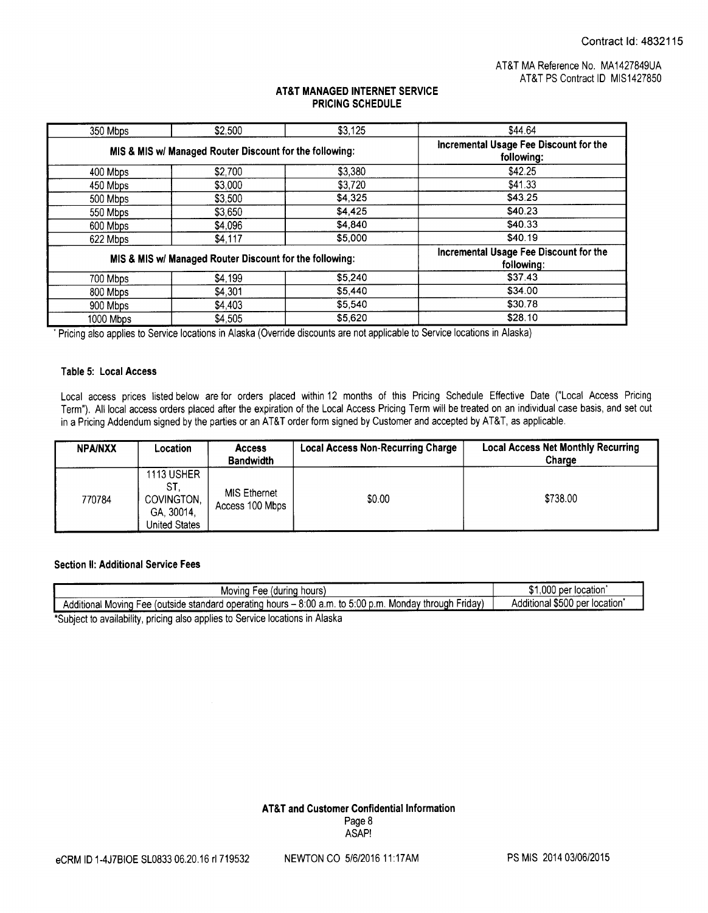Contract Id: 4832115

AT&T MA Reference No. MA1427849UA
AT&T PS Contract ID MIS1427850

**AT&T MANAGED INTERNET SERVICE**
**PRICING SCHEDULE**

| | | | |
|---|---|---|---|
| 350 Mbps | $2,500 | $3,125 | $44.64 |
| **MIS & MIS w/ Managed Router Discount for the following:** | | | **Incremental Usage Fee Discount for the following:** |
| 400 Mbps | $2,700 | $3,380 | $42.25 |
| 450 Mbps | $3,000 | $3,720 | $41.33 |
| 500 Mbps | $3,500 | $4,325 | $43.25 |
| 550 Mbps | $3,650 | $4,425 | $40.23 |
| 600 Mbps | $4,096 | $4,840 | $40.33 |
| 622 Mbps | $4,117 | $5,000 | $40.19 |
| **MIS & MIS w/ Managed Router Discount for the following:** | | | **Incremental Usage Fee Discount for the following:** |
| 700 Mbps | $4,199 | $5,240 | $37.43 |
| 800 Mbps | $4,301 | $5,440 | $34.00 |
| 900 Mbps | $4,403 | $5,540 | $30.78 |
| 1000 Mbps | $4,505 | $5,620 | $28.10 |

* Pricing also applies to Service locations in Alaska (Override discounts are not applicable to Service locations in Alaska)

#### Table 5: Local Access

Local access prices listed below are for orders placed within 12 months of this Pricing Schedule Effective Date ("Local Access Pricing Term"). All local access orders placed after the expiration of the Local Access Pricing Term will be treated on an individual case basis, and set out in a Pricing Addendum signed by the parties or an AT&T order form signed by Customer and accepted by AT&T, as applicable.

| NPA/NXX | Location | Access Bandwidth | Local Access Non-Recurring Charge | Local Access Net Monthly Recurring Charge |
|---|---|---|---|---|
| 770784 | 1113 USHER ST, COVINGTON, GA, 30014, United States | MIS Ethernet Access 100 Mbps | $0.00 | $738.00 |

#### Section II: Additional Service Fees

| | |
|---|---|
| Moving Fee (during hours) | $1,000 per location* |
| Additional Moving Fee (outside standard operating hours – 8:00 a.m. to 5:00 p.m. Monday through Friday) | Additional $500 per location* |

*Subject to availability, pricing also applies to Service locations in Alaska

**AT&T and Customer Confidential Information**
ASAP!

eCRM ID 1-4J7BIOE SL0833 06.20.16 rl 719532 NEWTON CO 5/6/2016 11:17AM PS MIS 2014 03/06/2015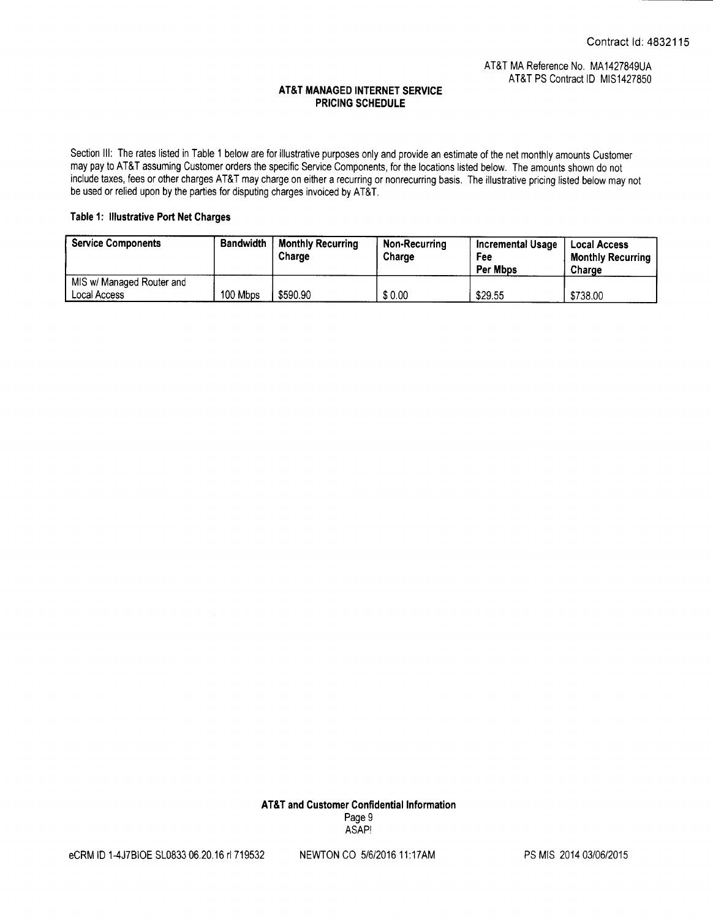Contract Id: 4832115

AT&T MA Reference No. MA1427849UA
AT&T PS Contract ID MIS1427850

**AT&T MANAGED INTERNET SERVICE**
**PRICING SCHEDULE**

Section III: The rates listed in Table 1 below are for illustrative purposes only and provide an estimate of the net monthly amounts Customer may pay to AT&T assuming Customer orders the specific Service Components, for the locations listed below. The amounts shown do not include taxes, fees or other charges AT&T may charge on either a recurring or nonrecurring basis. The illustrative pricing listed below may not be used or relied upon by the parties for disputing charges invoiced by AT&T.

**Table 1: Illustrative Port Net Charges**

| Service Components | Bandwidth | Monthly Recurring Charge | Non-Recurring Charge | Incremental Usage Fee Per Mbps | Local Access Monthly Recurring Charge |
|---|---|---|---|---|---|
| MIS w/ Managed Router and Local Access | 100 Mbps | $590.90 | $ 0.00 | $29.55 | $738.00 |

**AT&T and Customer Confidential Information**

ASAP!

eCRM ID 1-4J7BIOE SL0833 06.20.16 rl 719532 NEWTON CO 5/6/2016 11:17AM PS MIS 2014 03/06/2015